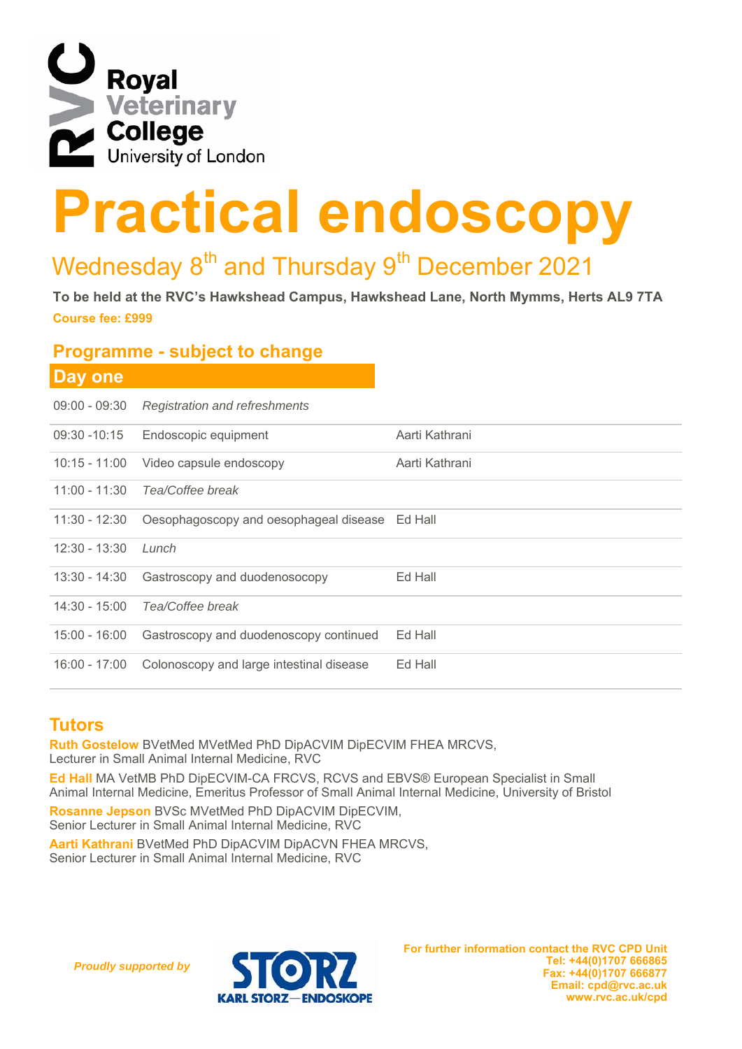Royal Veterinary College
University of London

# Practical endoscopy

## Wednesday 8th and Thursday 9th December 2021

**To be held at the RVC's Hawkshead Campus, Hawkshead Lane, North Mymms, Herts AL9 7TA**

**Course fee: £999**

## Programme - subject to change

### Day one

| | | |
|---|---|---|
| 09:00 - 09:30 | *Registration and refreshments* | |
| 09:30 -10:15 | Endoscopic equipment | Aarti Kathrani |
| 10:15 - 11:00 | Video capsule endoscopy | Aarti Kathrani |
| 11:00 - 11:30 | *Tea/Coffee break* | |
| 11:30 - 12:30 | Oesophagoscopy and oesophageal disease | Ed Hall |
| 12:30 - 13:30 | *Lunch* | |
| 13:30 - 14:30 | Gastroscopy and duodenosocopy | Ed Hall |
| 14:30 - 15:00 | *Tea/Coffee break* | |
| 15:00 - 16:00 | Gastroscopy and duodenoscopy continued | Ed Hall |
| 16:00 - 17:00 | Colonoscopy and large intestinal disease | Ed Hall |

## Tutors

**Ruth Gostelow** BVetMed MVetMed PhD DipACVIM DipECVIM FHEA MRCVS, Lecturer in Small Animal Internal Medicine, RVC

**Ed Hall** MA VetMB PhD DipECVIM-CA FRCVS, RCVS and EBVS® European Specialist in Small Animal Internal Medicine, Emeritus Professor of Small Animal Internal Medicine, University of Bristol

**Rosanne Jepson** BVSc MVetMed PhD DipACVIM DipECVIM, Senior Lecturer in Small Animal Internal Medicine, RVC

**Aarti Kathrani** BVetMed PhD DipACVIM DipACVN FHEA MRCVS, Senior Lecturer in Small Animal Internal Medicine, RVC

*Proudly supported by* STORZ KARL STORZ—ENDOSKOPE

**For further information contact the RVC CPD Unit**
**Tel: +44(0)1707 666865**
**Fax: +44(0)1707 666877**
**Email: cpd@rvc.ac.uk**
**www.rvc.ac.uk/cpd**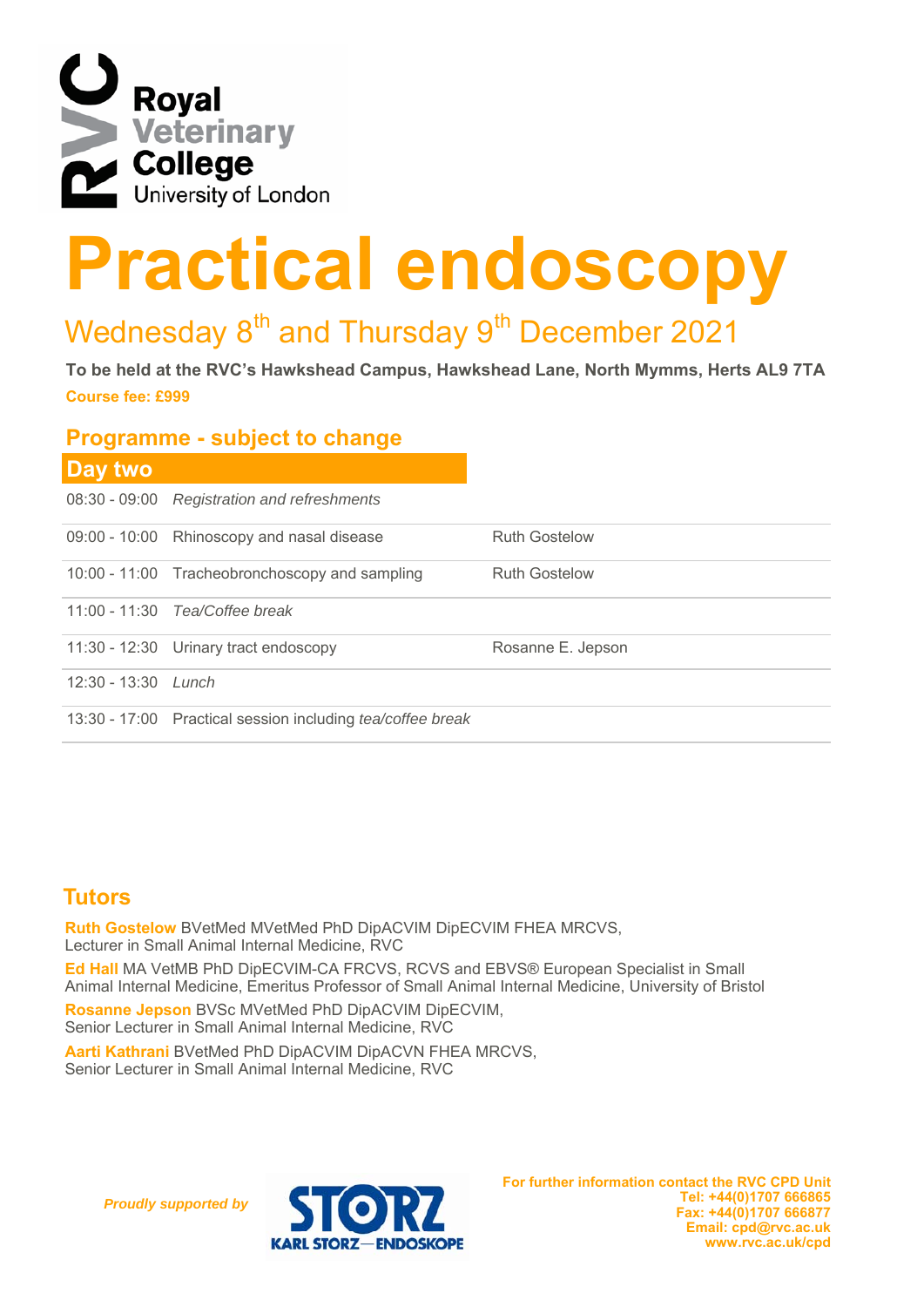Royal Veterinary College
University of London

# Practical endoscopy

## Wednesday 8th and Thursday 9th December 2021

**To be held at the RVC's Hawkshead Campus, Hawkshead Lane, North Mymms, Herts AL9 7TA**

**Course fee: £999**

## Programme - subject to change

### Day two

| | | |
|---|---|---|
| 08:30 - 09:00 | *Registration and refreshments* | |
| 09:00 - 10:00 | Rhinoscopy and nasal disease | Ruth Gostelow |
| 10:00 - 11:00 | Tracheobronchoscopy and sampling | Ruth Gostelow |
| 11:00 - 11:30 | *Tea/Coffee break* | |
| 11:30 - 12:30 | Urinary tract endoscopy | Rosanne E. Jepson |
| 12:30 - 13:30 | *Lunch* | |
| 13:30 - 17:00 | Practical session including *tea/coffee break* | |

## Tutors

**Ruth Gostelow** BVetMed MVetMed PhD DipACVIM DipECVIM FHEA MRCVS,
Lecturer in Small Animal Internal Medicine, RVC

**Ed Hall** MA VetMB PhD DipECVIM-CA FRCVS, RCVS and EBVS® European Specialist in Small Animal Internal Medicine, Emeritus Professor of Small Animal Internal Medicine, University of Bristol

**Rosanne Jepson** BVSc MVetMed PhD DipACVIM DipECVIM,
Senior Lecturer in Small Animal Internal Medicine, RVC

**Aarti Kathrani** BVetMed PhD DipACVIM DipACVN FHEA MRCVS,
Senior Lecturer in Small Animal Internal Medicine, RVC

*Proudly supported by* STORZ KARL STORZ—ENDOSKOPE

**For further information contact the RVC CPD Unit**
**Tel: +44(0)1707 666865**
**Fax: +44(0)1707 666877**
**Email: cpd@rvc.ac.uk**
**www.rvc.ac.uk/cpd**